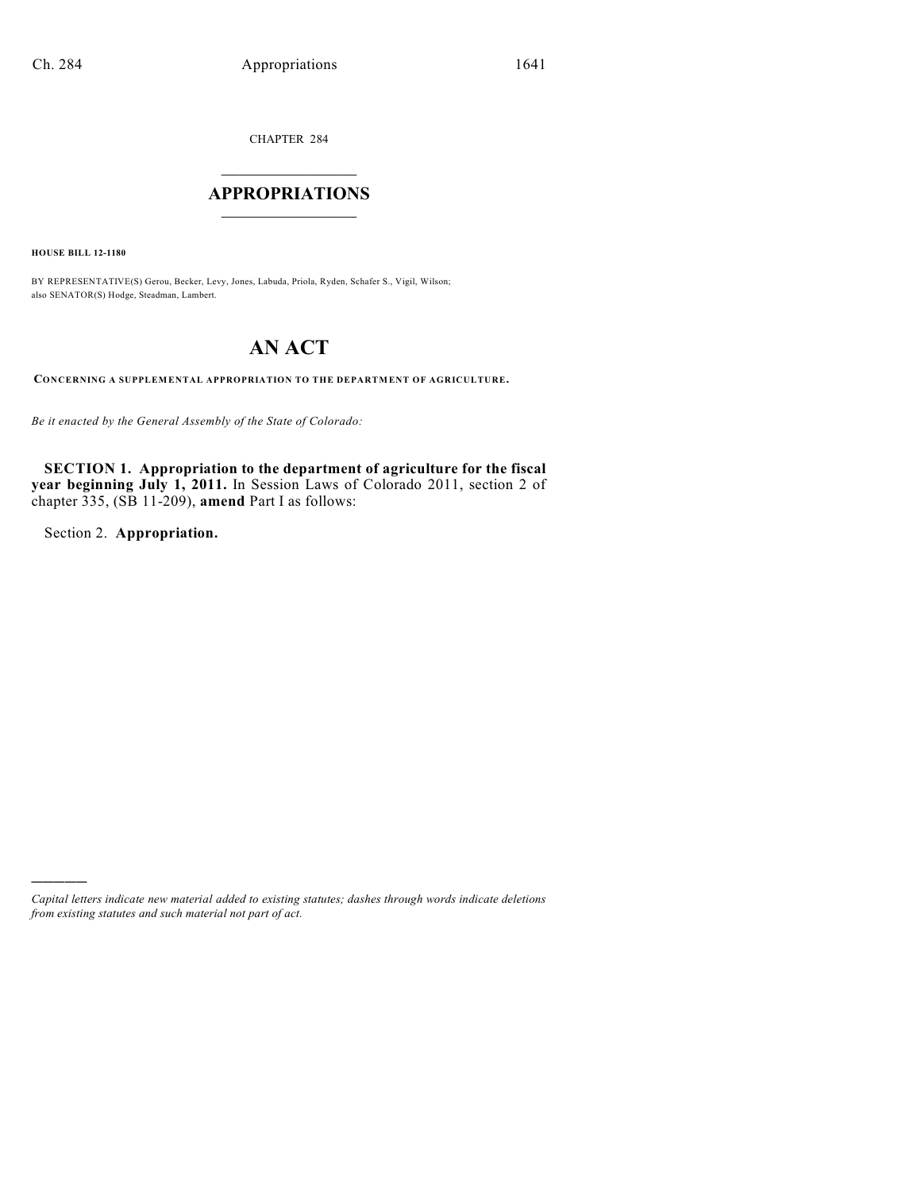CHAPTER 284

# APPROPRIATIONS

**HOUSE BILL 12-1180**

BY REPRESENTATIVE(S) Gerou, Becker, Levy, Jones, Labuda, Priola, Ryden, Schafer S., Vigil, Wilson; also SENATOR(S) Hodge, Steadman, Lambert.

# AN ACT

**CONCERNING A SUPPLEMENTAL APPROPRIATION TO THE DEPARTMENT OF AGRICULTURE.**

*Be it enacted by the General Assembly of the State of Colorado:*

**SECTION 1. Appropriation to the department of agriculture for the fiscal year beginning July 1, 2011.** In Session Laws of Colorado 2011, section 2 of chapter 335, (SB 11-209), **amend** Part I as follows:

Section 2. **Appropriation.**

---

*Capital letters indicate new material added to existing statutes; dashes through words indicate deletions from existing statutes and such material not part of act.*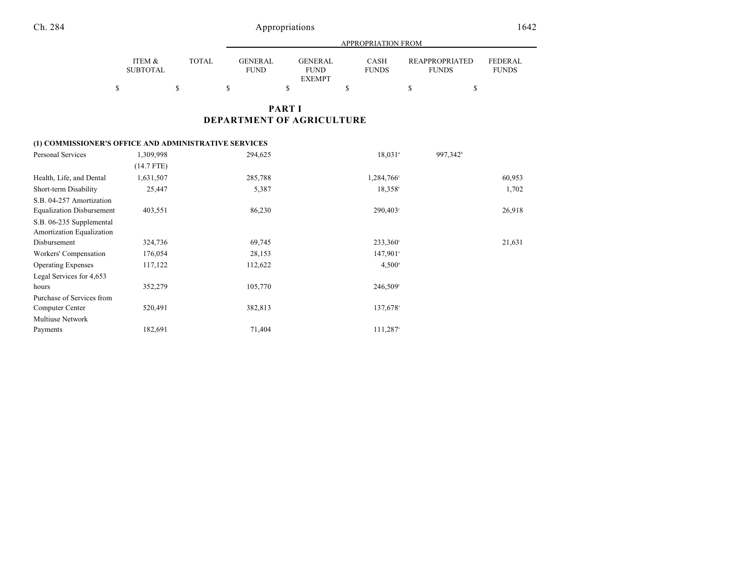| | ITEM & SUBTOTAL | TOTAL | APPROPRIATION FROM | | | | |
|---|---|---|---|---|---|---|---|
| | | | GENERAL FUND | GENERAL FUND EXEMPT | CASH FUNDS | REAPPROPRIATED FUNDS | FEDERAL FUNDS |
| | $ | $ | $ | $ | $ | $ | $ |

## PART I
## DEPARTMENT OF AGRICULTURE

| | ITEM & SUBTOTAL | TOTAL | GENERAL FUND | GENERAL FUND EXEMPT | CASH FUNDS | REAPPROPRIATED FUNDS | FEDERAL FUNDS |
|---|---|---|---|---|---|---|---|
| **(1) COMMISSIONER'S OFFICE AND ADMINISTRATIVE SERVICES** | | | | | | | |
| Personal Services | 1,309,998 | | 294,625 | | 18,031[a] | 997,342[b] | |
| | (14.7 FTE) | | | | | | |
| Health, Life, and Dental | 1,631,507 | | 285,788 | | 1,284,766[c] | | 60,953 |
| Short-term Disability | 25,447 | | 5,387 | | 18,358[c] | | 1,702 |
| S.B. 04-257 Amortization Equalization Disbursement | 403,551 | | 86,230 | | 290,403[c] | | 26,918 |
| S.B. 06-235 Supplemental Amortization Equalization Disbursement | 324,736 | | 69,745 | | 233,360[c] | | 21,631 |
| Workers' Compensation | 176,054 | | 28,153 | | 147,901[c] | | |
| Operating Expenses | 117,122 | | 112,622 | | 4,500[a] | | |
| Legal Services for 4,653 hours | 352,279 | | 105,770 | | 246,509[c] | | |
| Purchase of Services from Computer Center | 520,491 | | 382,813 | | 137,678[c] | | |
| Multiuse Network Payments | 182,691 | | 71,404 | | 111,287[c] | | |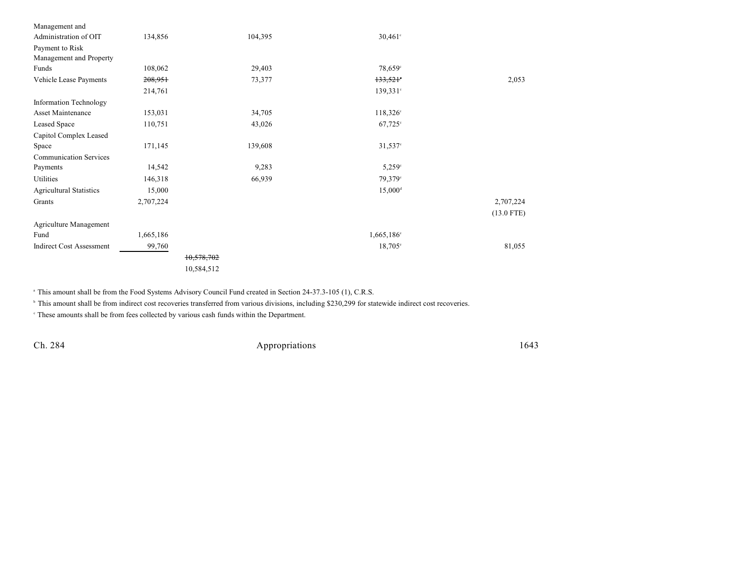| | | | | | |
|---|---|---|---|---|---|
| Management and Administration of OIT | 134,856 | | 104,395 | 30,461[c] | |
| Payment to Risk Management and Property Funds | 108,062 | | 29,403 | 78,659[c] | |
| Vehicle Lease Payments | ~~208,951~~ | | 73,377 | ~~133,521~~[c] | 2,053 |
| | 214,761 | | | 139,331[c] | |
| Information Technology Asset Maintenance | 153,031 | | 34,705 | 118,326[c] | |
| Leased Space | 110,751 | | 43,026 | 67,725[c] | |
| Capitol Complex Leased Space | 171,145 | | 139,608 | 31,537[c] | |
| Communication Services Payments | 14,542 | | 9,283 | 5,259[c] | |
| Utilities | 146,318 | | 66,939 | 79,379[c] | |
| Agricultural Statistics | 15,000 | | | 15,000[d] | |
| Grants | 2,707,224 | | | | 2,707,224 |
| | | | | | (13.0 FTE) |
| Agriculture Management Fund | 1,665,186 | | | 1,665,186[c] | |
| Indirect Cost Assessment | 99,760 | | | 18,705[c] | 81,055 |
| | | ~~10,578,702~~ | | | |
| | | 10,584,512 | | | |

[a] This amount shall be from the Food Systems Advisory Council Fund created in Section 24-37.3-105 (1), C.R.S.

[b] This amount shall be from indirect cost recoveries transferred from various divisions, including $230,299 for statewide indirect cost recoveries.

[c] These amounts shall be from fees collected by various cash funds within the Department.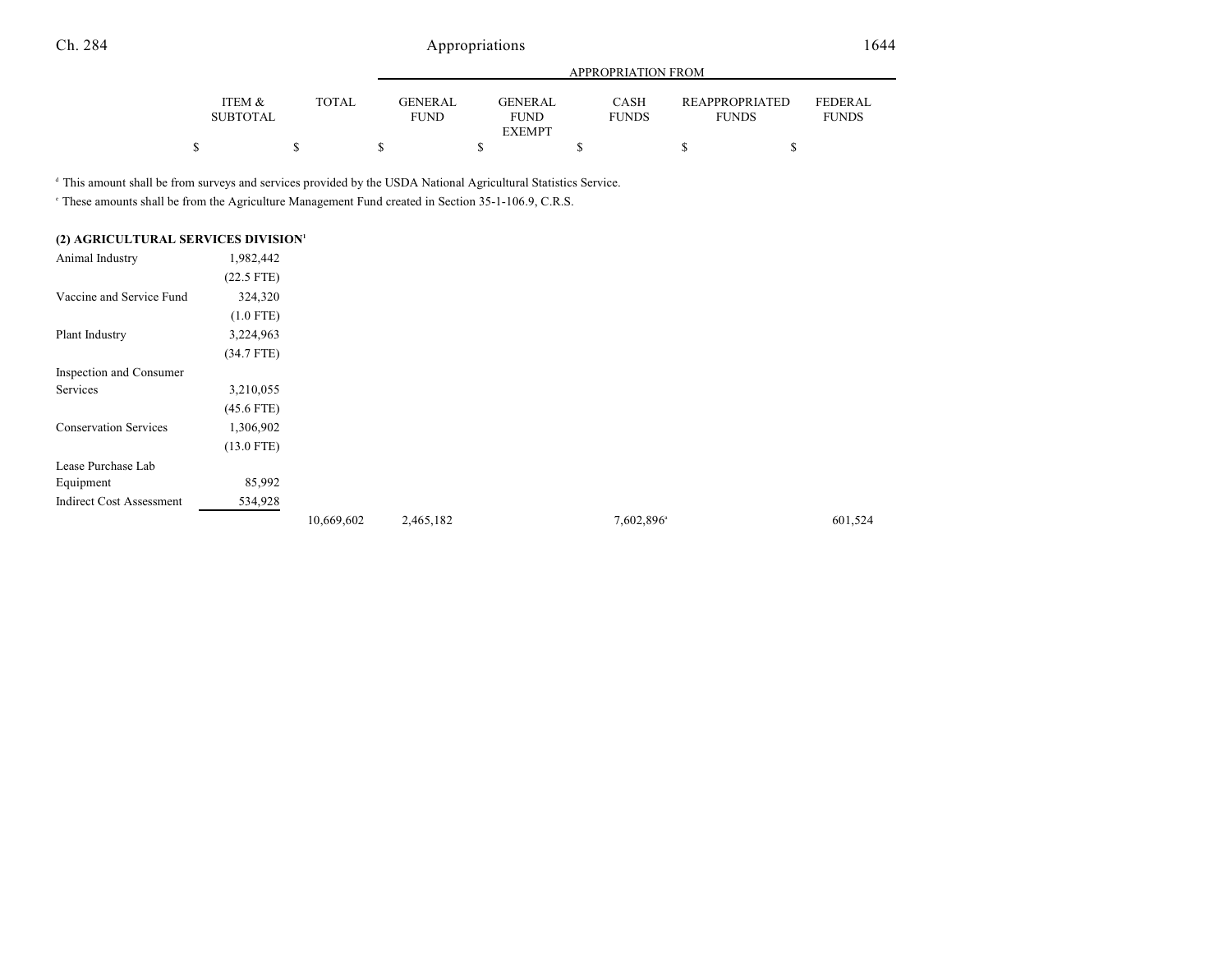| | ITEM & SUBTOTAL | TOTAL | GENERAL FUND | GENERAL FUND EXEMPT | CASH FUNDS | REAPPROPRIATED FUNDS | FEDERAL FUNDS |
|---|---|---|---|---|---|---|---|
| | | | APPROPRIATION FROM | | | | |
| | $ | $ | $ | $ | $ | $ | $ |

[d] This amount shall be from surveys and services provided by the USDA National Agricultural Statistics Service.

[e] These amounts shall be from the Agriculture Management Fund created in Section 35-1-106.9, C.R.S.

**(2) AGRICULTURAL SERVICES DIVISION[1]**

| | ITEM & SUBTOTAL | TOTAL | GENERAL FUND | GENERAL FUND EXEMPT | CASH FUNDS | REAPPROPRIATED FUNDS | FEDERAL FUNDS |
|---|---|---|---|---|---|---|---|
| Animal Industry | 1,982,442 | | | | | | |
| | (22.5 FTE) | | | | | | |
| Vaccine and Service Fund | 324,320 | | | | | | |
| | (1.0 FTE) | | | | | | |
| Plant Industry | 3,224,963 | | | | | | |
| | (34.7 FTE) | | | | | | |
| Inspection and Consumer Services | 3,210,055 | | | | | | |
| | (45.6 FTE) | | | | | | |
| Conservation Services | 1,306,902 | | | | | | |
| | (13.0 FTE) | | | | | | |
| Lease Purchase Lab Equipment | 85,992 | | | | | | |
| Indirect Cost Assessment | 534,928 | | | | | | |
| | | 10,669,602 | 2,465,182 | | 7,602,896[a] | | 601,524 |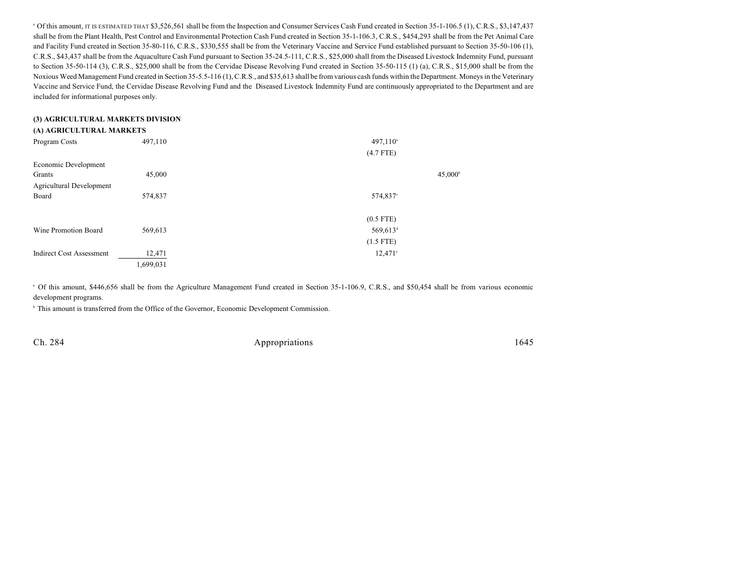[a] Of this amount, IT IS ESTIMATED THAT $3,526,561 shall be from the Inspection and Consumer Services Cash Fund created in Section 35-1-106.5 (1), C.R.S., $3,147,437 shall be from the Plant Health, Pest Control and Environmental Protection Cash Fund created in Section 35-1-106.3, C.R.S., $454,293 shall be from the Pet Animal Care and Facility Fund created in Section 35-80-116, C.R.S., $330,555 shall be from the Veterinary Vaccine and Service Fund established pursuant to Section 35-50-106 (1), C.R.S., $43,437 shall be from the Aquaculture Cash Fund pursuant to Section 35-24.5-111, C.R.S., $25,000 shall from the Diseased Livestock Indemnity Fund, pursuant to Section 35-50-114 (3), C.R.S., $25,000 shall be from the Cervidae Disease Revolving Fund created in Section 35-50-115 (1) (a), C.R.S., $15,000 shall be from the Noxious Weed Management Fund created in Section 35-5.5-116 (1), C.R.S., and $35,613 shall be from various cash funds within the Department. Moneys in the Veterinary Vaccine and Service Fund, the Cervidae Disease Revolving Fund and the Diseased Livestock Indemnity Fund are continuously appropriated to the Department and are included for informational purposes only.

**(3) AGRICULTURAL MARKETS DIVISION**

**(A) AGRICULTURAL MARKETS**

| | | | | | |
|---|---|---|---|---|---|
| Program Costs | 497,110 | | 497,110[a] | | |
| | | | (4.7 FTE) | | |
| Economic Development Grants | 45,000 | | | 45,000[b] | |
| Agricultural Development Board | 574,837 | | 574,837[c] | | |
| | | | (0.5 FTE) | | |
| Wine Promotion Board | 569,613 | | 569,613[d] | | |
| | | | (1.5 FTE) | | |
| Indirect Cost Assessment | 12,471 | | 12,471[e] | | |
| | 1,699,031 | | | | |

[a] Of this amount, $446,656 shall be from the Agriculture Management Fund created in Section 35-1-106.9, C.R.S., and $50,454 shall be from various economic development programs.

[b] This amount is transferred from the Office of the Governor, Economic Development Commission.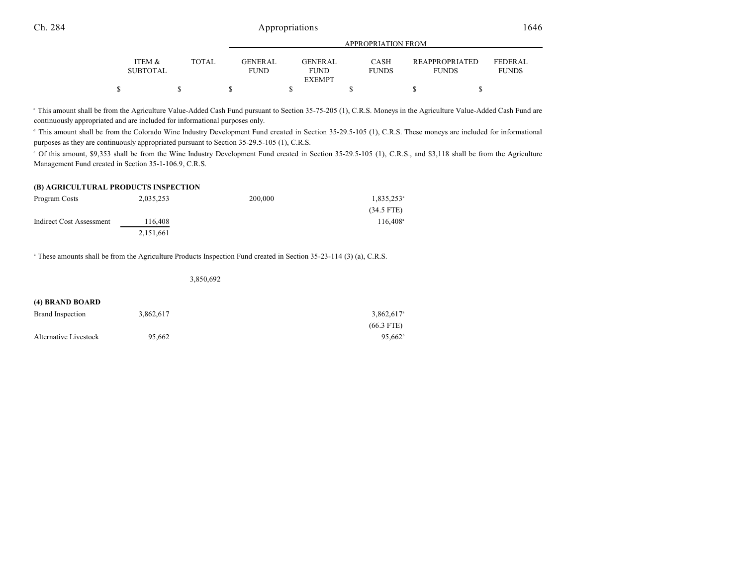| | ITEM & SUBTOTAL | TOTAL | GENERAL FUND | GENERAL FUND EXEMPT | CASH FUNDS | REAPPROPRIATED FUNDS | FEDERAL FUNDS |
|---|---|---|---|---|---|---|---|
| | | | APPROPRIATION FROM | | | | |
| | $ | $ | $ | $ | $ | $ | $ |

[c] This amount shall be from the Agriculture Value-Added Cash Fund pursuant to Section 35-75-205 (1), C.R.S. Moneys in the Agriculture Value-Added Cash Fund are continuously appropriated and are included for informational purposes only.

[d] This amount shall be from the Colorado Wine Industry Development Fund created in Section 35-29.5-105 (1), C.R.S. These moneys are included for informational purposes as they are continuously appropriated pursuant to Section 35-29.5-105 (1), C.R.S.

[e] Of this amount, $9,353 shall be from the Wine Industry Development Fund created in Section 35-29.5-105 (1), C.R.S., and $3,118 shall be from the Agriculture Management Fund created in Section 35-1-106.9, C.R.S.

**(B) AGRICULTURAL PRODUCTS INSPECTION**

| | ITEM & SUBTOTAL | TOTAL | GENERAL FUND | GENERAL FUND EXEMPT | CASH FUNDS | REAPPROPRIATED FUNDS | FEDERAL FUNDS |
|---|---|---|---|---|---|---|---|
| Program Costs | 2,035,253 | | 200,000 | | 1,835,253[a] | | |
| | | | | | (34.5 FTE) | | |
| Indirect Cost Assessment | 116,408 | | | | 116,408[a] | | |
| | 2,151,661 | | | | | | |

[a] These amounts shall be from the Agriculture Products Inspection Fund created in Section 35-23-114 (3) (a), C.R.S.

| | ITEM & SUBTOTAL | TOTAL | GENERAL FUND | GENERAL FUND EXEMPT | CASH FUNDS | REAPPROPRIATED FUNDS | FEDERAL FUNDS |
|---|---|---|---|---|---|---|---|
| | | 3,850,692 | | | | | |

**(4) BRAND BOARD**

| | ITEM & SUBTOTAL | TOTAL | GENERAL FUND | GENERAL FUND EXEMPT | CASH FUNDS | REAPPROPRIATED FUNDS | FEDERAL FUNDS |
|---|---|---|---|---|---|---|---|
| Brand Inspection | 3,862,617 | | | | 3,862,617[a] | | |
| | | | | | (66.3 FTE) | | |
| Alternative Livestock | 95,662 | | | | 95,662[b] | | |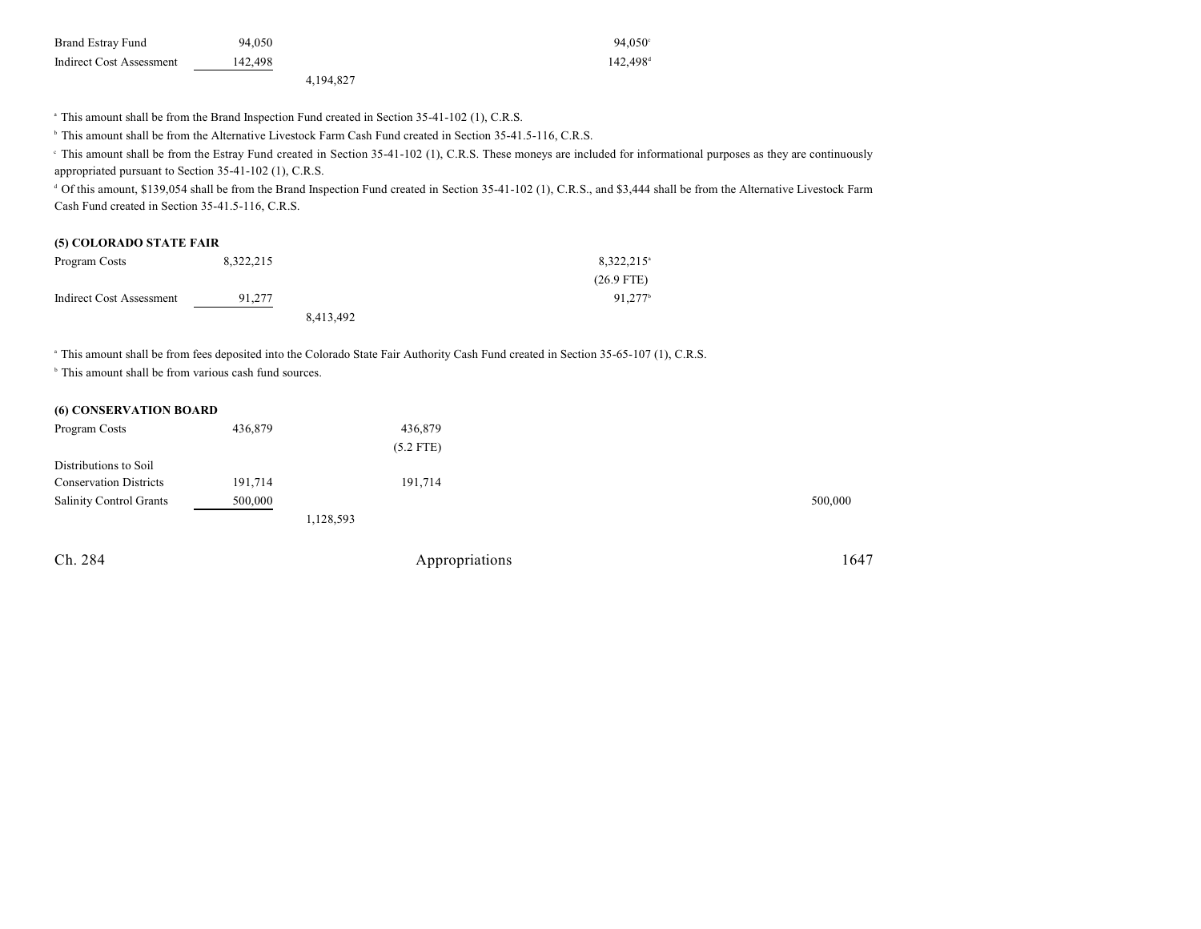| | | | | | |
|---|---|---|---|---|---|
| Brand Estray Fund | 94,050 | | | 94,050[c] | |
| Indirect Cost Assessment | 142,498 | | | 142,498[d] | |
| | | 4,194,827 | | | |

[a] This amount shall be from the Brand Inspection Fund created in Section 35-41-102 (1), C.R.S.

[b] This amount shall be from the Alternative Livestock Farm Cash Fund created in Section 35-41.5-116, C.R.S.

[c] This amount shall be from the Estray Fund created in Section 35-41-102 (1), C.R.S. These moneys are included for informational purposes as they are continuously appropriated pursuant to Section 35-41-102 (1), C.R.S.

[d] Of this amount, $139,054 shall be from the Brand Inspection Fund created in Section 35-41-102 (1), C.R.S., and $3,444 shall be from the Alternative Livestock Farm Cash Fund created in Section 35-41.5-116, C.R.S.

**(5) COLORADO STATE FAIR**

| | | | | | |
|---|---|---|---|---|---|
| Program Costs | 8,322,215 | | | 8,322,215[a] | |
| | | | | (26.9 FTE) | |
| Indirect Cost Assessment | 91,277 | | | 91,277[b] | |
| | | 8,413,492 | | | |

[a] This amount shall be from fees deposited into the Colorado State Fair Authority Cash Fund created in Section 35-65-107 (1), C.R.S.

[b] This amount shall be from various cash fund sources.

**(6) CONSERVATION BOARD**

| | | | | | |
|---|---|---|---|---|---|
| Program Costs | 436,879 | | 436,879 | | |
| | | | (5.2 FTE) | | |
| Distributions to Soil Conservation Districts | 191,714 | | 191,714 | | |
| Salinity Control Grants | 500,000 | | | | 500,000 |
| | | 1,128,593 | | | |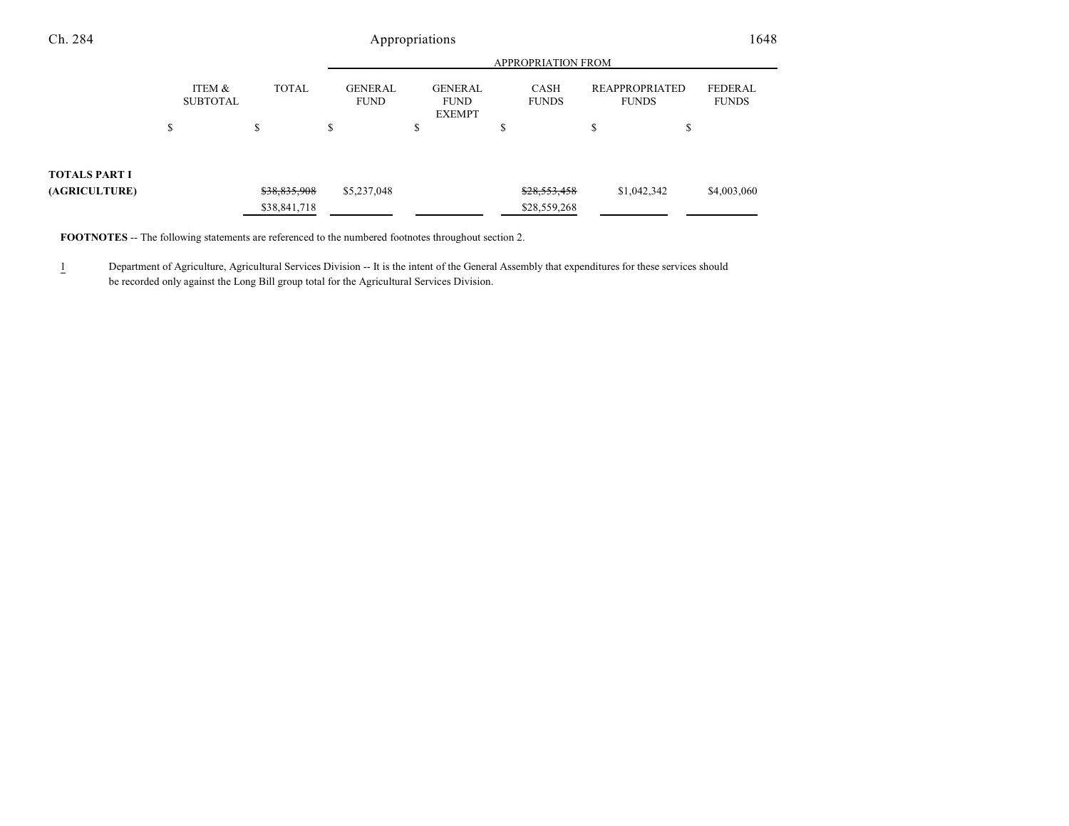| | ITEM & SUBTOTAL | TOTAL | APPROPRIATION FROM | | | | |
|---|---|---|---|---|---|---|---|
| | | | GENERAL FUND | GENERAL FUND EXEMPT | CASH FUNDS | REAPPROPRIATED FUNDS | FEDERAL FUNDS |
| | $ | $ | $ | $ | $ | $ | $ |
| **TOTALS PART I (AGRICULTURE)** | | ~~$38,835,908~~ $38,841,718 | $5,237,048 | | ~~$28,553,458~~ $28,559,268 | $1,042,342 | $4,003,060 |

**FOOTNOTES** -- The following statements are referenced to the numbered footnotes throughout section 2.

1 Department of Agriculture, Agricultural Services Division -- It is the intent of the General Assembly that expenditures for these services should be recorded only against the Long Bill group total for the Agricultural Services Division.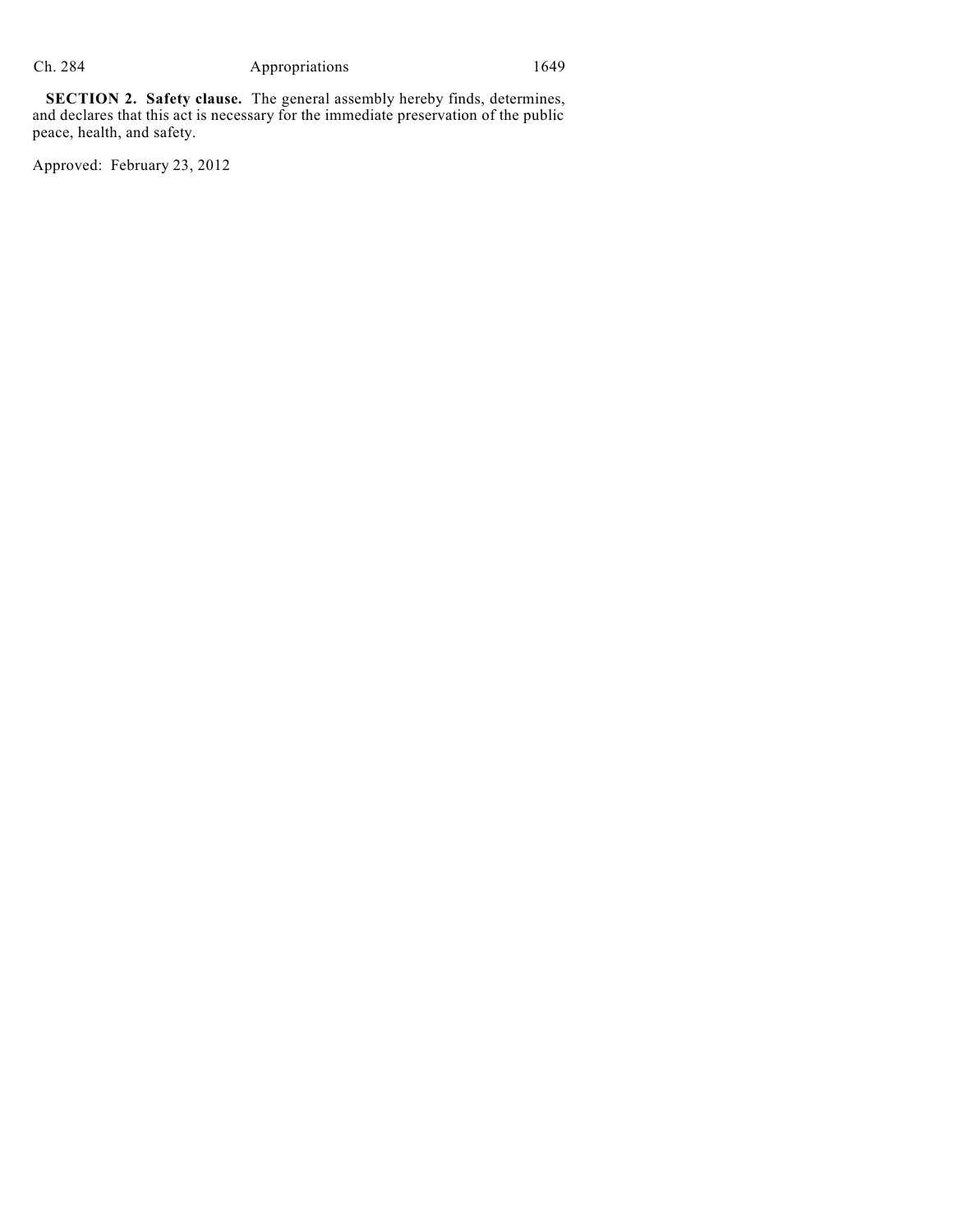**SECTION 2. Safety clause.** The general assembly hereby finds, determines, and declares that this act is necessary for the immediate preservation of the public peace, health, and safety.

Approved: February 23, 2012